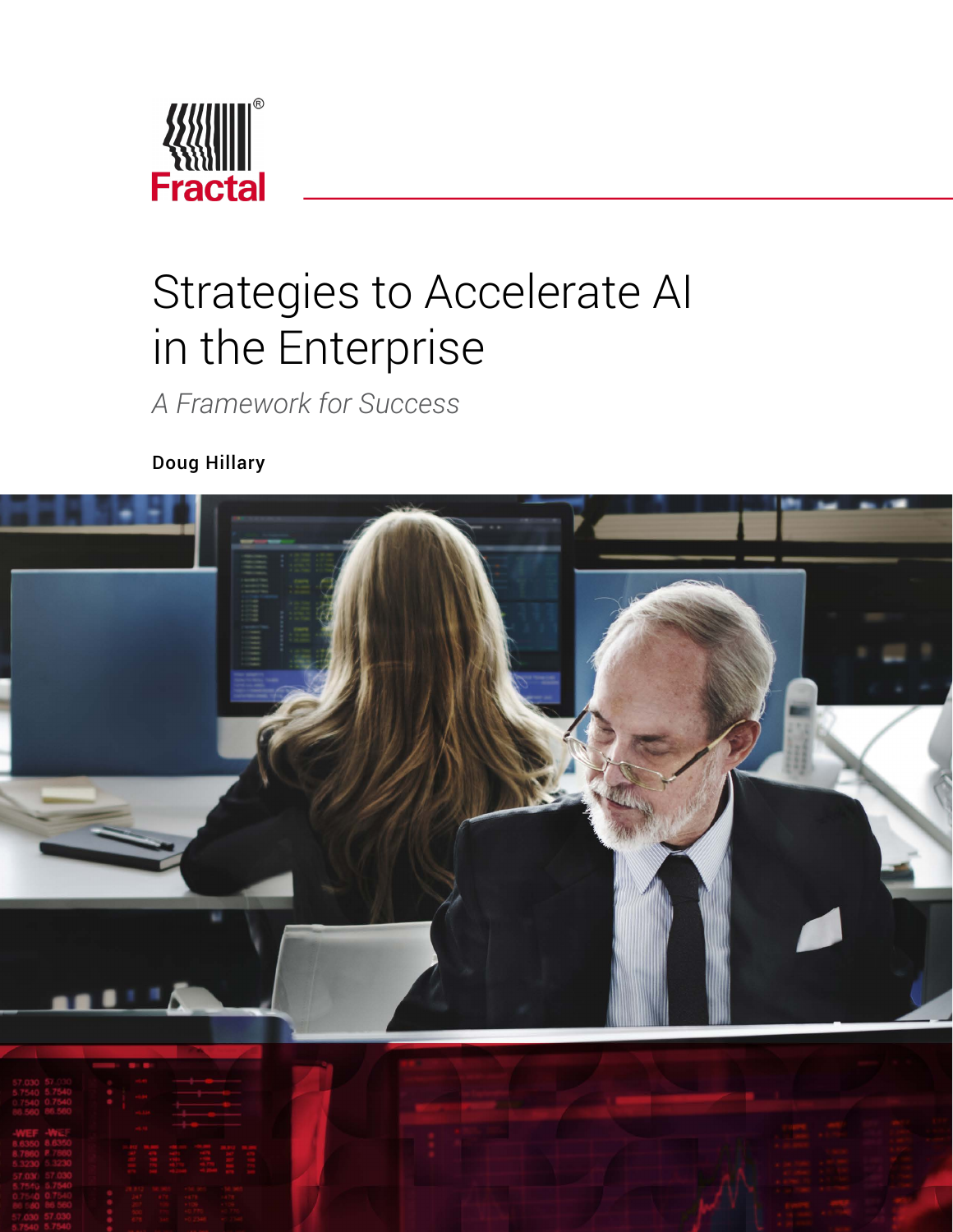Fractal

# Strategies to Accelerate AI in the Enterprise

*A Framework for Success*

Doug Hillary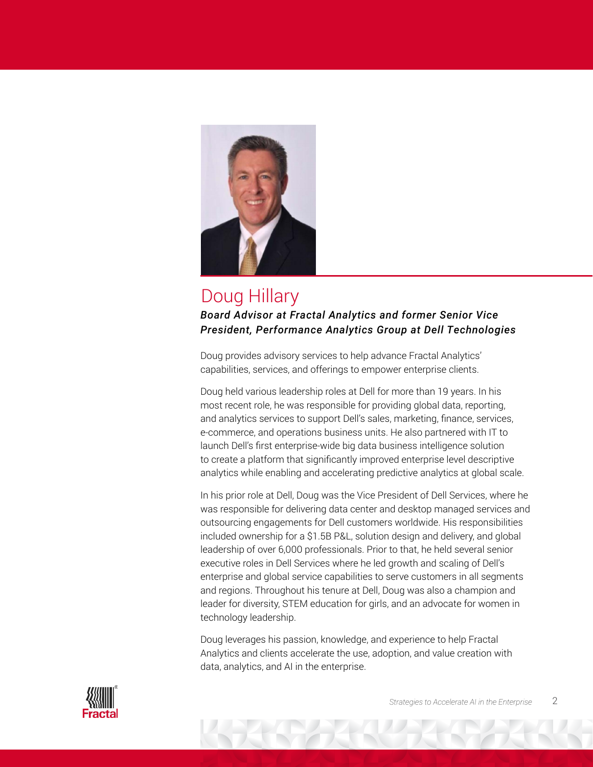## Doug Hillary

***Board Advisor at Fractal Analytics and former Senior Vice President, Performance Analytics Group at Dell Technologies***

Doug provides advisory services to help advance Fractal Analytics' capabilities, services, and offerings to empower enterprise clients.

Doug held various leadership roles at Dell for more than 19 years. In his most recent role, he was responsible for providing global data, reporting, and analytics services to support Dell's sales, marketing, finance, services, e-commerce, and operations business units. He also partnered with IT to launch Dell's first enterprise-wide big data business intelligence solution to create a platform that significantly improved enterprise level descriptive analytics while enabling and accelerating predictive analytics at global scale.

In his prior role at Dell, Doug was the Vice President of Dell Services, where he was responsible for delivering data center and desktop managed services and outsourcing engagements for Dell customers worldwide. His responsibilities included ownership for a $1.5B P&L, solution design and delivery, and global leadership of over 6,000 professionals. Prior to that, he held several senior executive roles in Dell Services where he led growth and scaling of Dell's enterprise and global service capabilities to serve customers in all segments and regions. Throughout his tenure at Dell, Doug was also a champion and leader for diversity, STEM education for girls, and an advocate for women in technology leadership.

Doug leverages his passion, knowledge, and experience to help Fractal Analytics and clients accelerate the use, adoption, and value creation with data, analytics, and AI in the enterprise.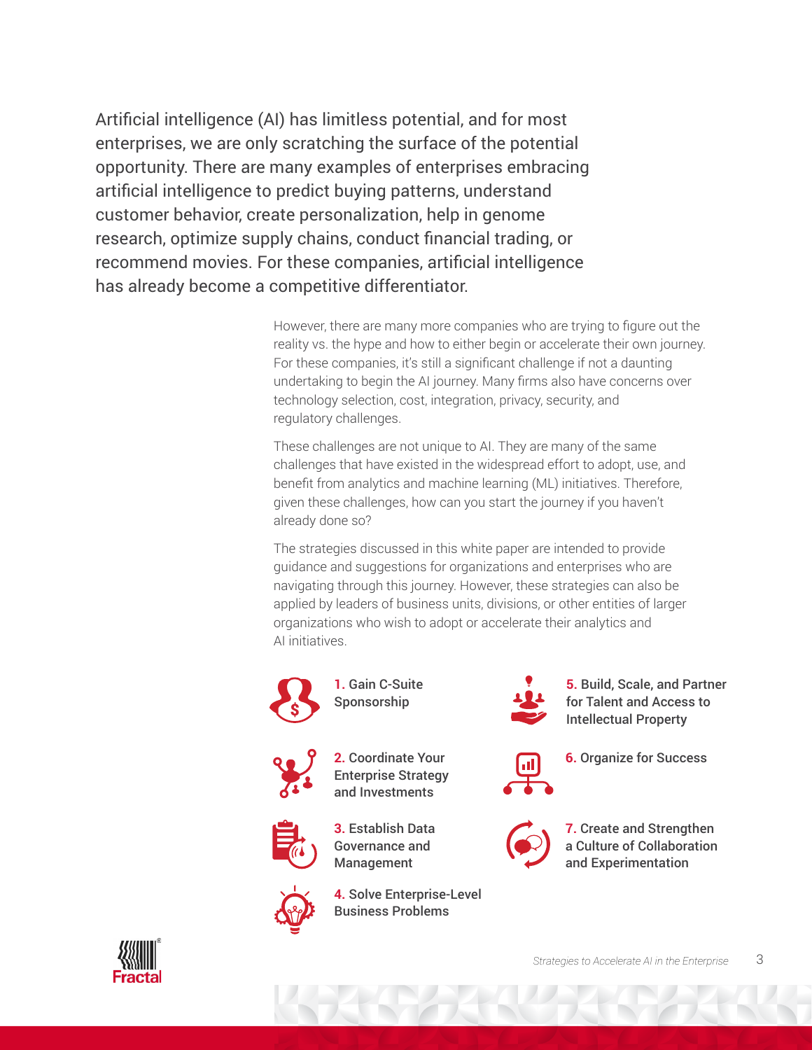Artificial intelligence (AI) has limitless potential, and for most enterprises, we are only scratching the surface of the potential opportunity. There are many examples of enterprises embracing artificial intelligence to predict buying patterns, understand customer behavior, create personalization, help in genome research, optimize supply chains, conduct financial trading, or recommend movies. For these companies, artificial intelligence has already become a competitive differentiator.

However, there are many more companies who are trying to figure out the reality vs. the hype and how to either begin or accelerate their own journey. For these companies, it's still a significant challenge if not a daunting undertaking to begin the AI journey. Many firms also have concerns over technology selection, cost, integration, privacy, security, and regulatory challenges.

These challenges are not unique to AI. They are many of the same challenges that have existed in the widespread effort to adopt, use, and benefit from analytics and machine learning (ML) initiatives. Therefore, given these challenges, how can you start the journey if you haven't already done so?

The strategies discussed in this white paper are intended to provide guidance and suggestions for organizations and enterprises who are navigating through this journey. However, these strategies can also be applied by leaders of business units, divisions, or other entities of larger organizations who wish to adopt or accelerate their analytics and AI initiatives.

1. **Gain C-Suite Sponsorship**
2. **Coordinate Your Enterprise Strategy and Investments**
3. **Establish Data Governance and Management**
4. **Solve Enterprise-Level Business Problems**
5. **Build, Scale, and Partner for Talent and Access to Intellectual Property**
6. **Organize for Success**
7. **Create and Strengthen a Culture of Collaboration and Experimentation**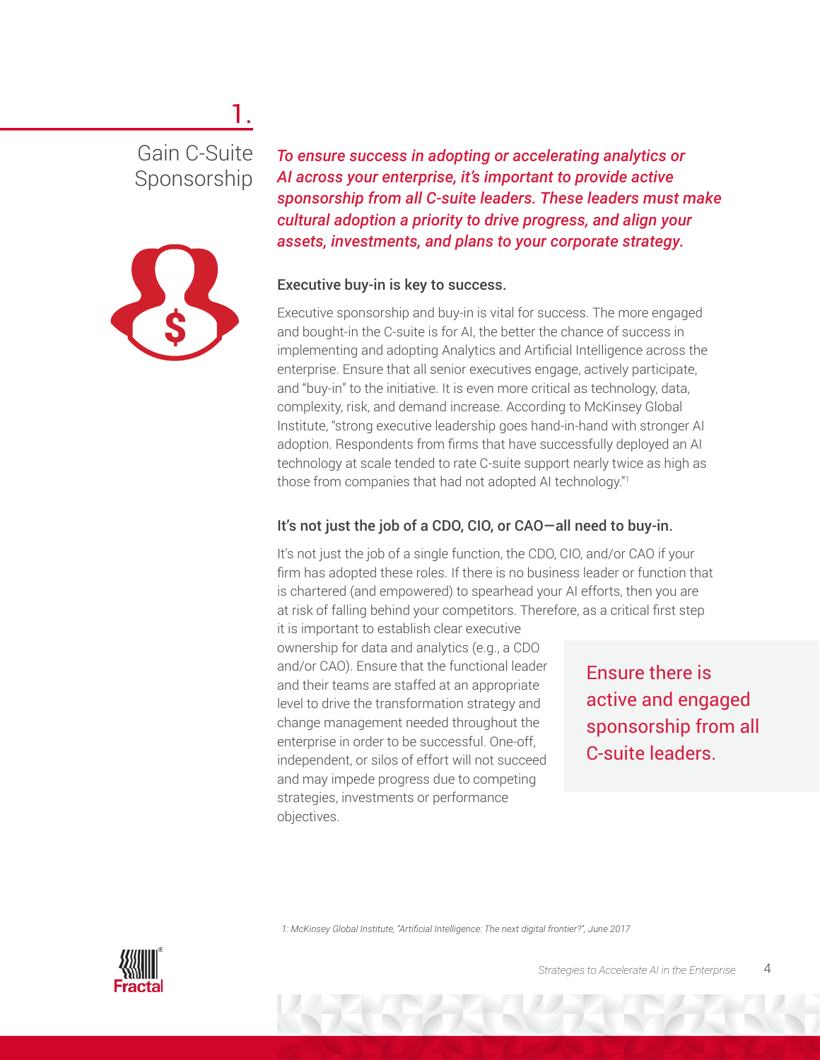# 1. Gain C-Suite Sponsorship

***To ensure success in adopting or accelerating analytics or AI across your enterprise, it's important to provide active sponsorship from all C-suite leaders. These leaders must make cultural adoption a priority to drive progress, and align your assets, investments, and plans to your corporate strategy.***

### Executive buy-in is key to success.

Executive sponsorship and buy-in is vital for success. The more engaged and bought-in the C-suite is for AI, the better the chance of success in implementing and adopting Analytics and Artificial Intelligence across the enterprise. Ensure that all senior executives engage, actively participate, and "buy-in" to the initiative. It is even more critical as technology, data, complexity, risk, and demand increase. According to McKinsey Global Institute, "strong executive leadership goes hand-in-hand with stronger AI adoption. Respondents from firms that have successfully deployed an AI technology at scale tended to rate C-suite support nearly twice as high as those from companies that had not adopted AI technology."[1]

### It's not just the job of a CDO, CIO, or CAO—all need to buy-in.

It's not just the job of a single function, the CDO, CIO, and/or CAO if your firm has adopted these roles. If there is no business leader or function that is chartered (and empowered) to spearhead your AI efforts, then you are at risk of falling behind your competitors. Therefore, as a critical first step it is important to establish clear executive ownership for data and analytics (e.g., a CDO and/or CAO). Ensure that the functional leader and their teams are staffed at an appropriate level to drive the transformation strategy and change management needed throughout the enterprise in order to be successful. One-off, independent, or silos of effort will not succeed and may impede progress due to competing strategies, investments or performance objectives.

> Ensure there is active and engaged sponsorship from all C-suite leaders.

*1: McKinsey Global Institute, "Artificial Intelligence: The next digital frontier?", June 2017*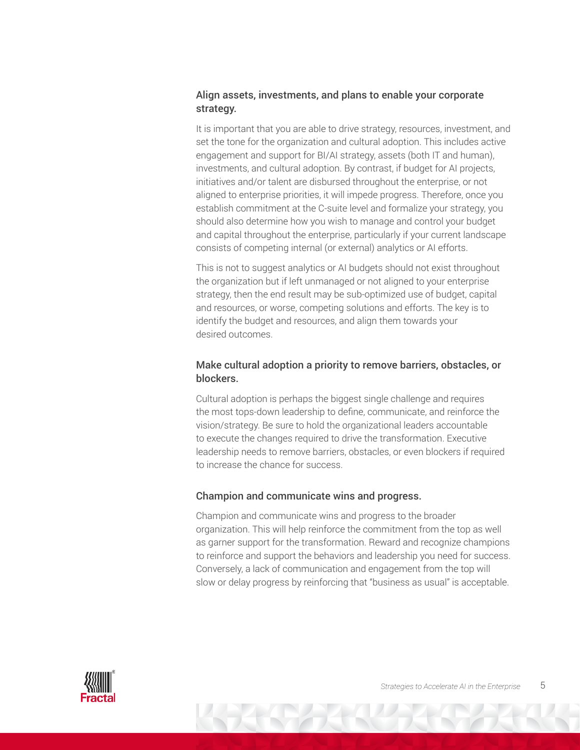### Align assets, investments, and plans to enable your corporate strategy.

It is important that you are able to drive strategy, resources, investment, and set the tone for the organization and cultural adoption. This includes active engagement and support for BI/AI strategy, assets (both IT and human), investments, and cultural adoption. By contrast, if budget for AI projects, initiatives and/or talent are disbursed throughout the enterprise, or not aligned to enterprise priorities, it will impede progress. Therefore, once you establish commitment at the C-suite level and formalize your strategy, you should also determine how you wish to manage and control your budget and capital throughout the enterprise, particularly if your current landscape consists of competing internal (or external) analytics or AI efforts.

This is not to suggest analytics or AI budgets should not exist throughout the organization but if left unmanaged or not aligned to your enterprise strategy, then the end result may be sub-optimized use of budget, capital and resources, or worse, competing solutions and efforts. The key is to identify the budget and resources, and align them towards your desired outcomes.

### Make cultural adoption a priority to remove barriers, obstacles, or blockers.

Cultural adoption is perhaps the biggest single challenge and requires the most tops-down leadership to define, communicate, and reinforce the vision/strategy. Be sure to hold the organizational leaders accountable to execute the changes required to drive the transformation. Executive leadership needs to remove barriers, obstacles, or even blockers if required to increase the chance for success.

### Champion and communicate wins and progress.

Champion and communicate wins and progress to the broader organization. This will help reinforce the commitment from the top as well as garner support for the transformation. Reward and recognize champions to reinforce and support the behaviors and leadership you need for success. Conversely, a lack of communication and engagement from the top will slow or delay progress by reinforcing that "business as usual" is acceptable.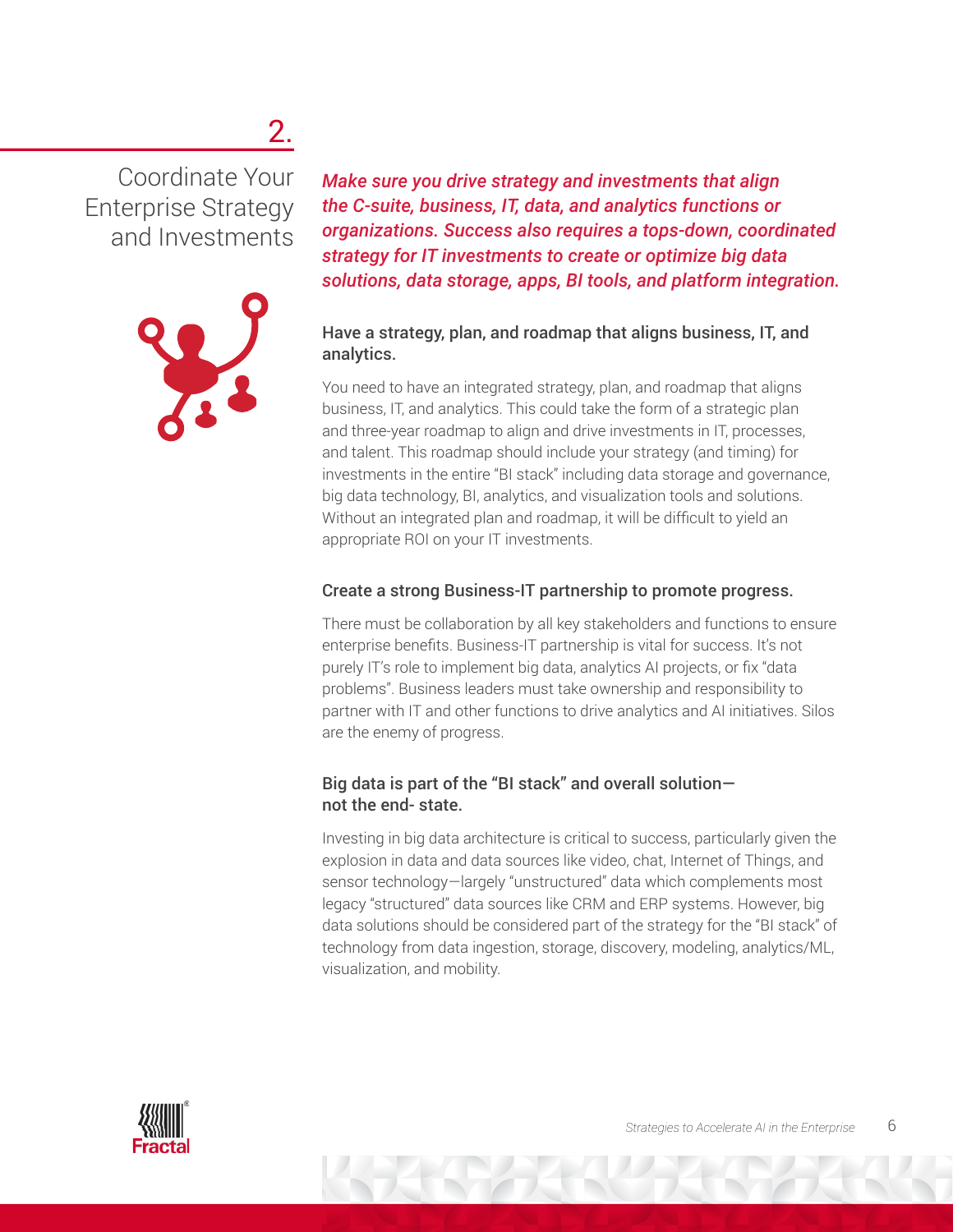## 2.

## Coordinate Your Enterprise Strategy and Investments

***Make sure you drive strategy and investments that align the C-suite, business, IT, data, and analytics functions or organizations. Success also requires a tops-down, coordinated strategy for IT investments to create or optimize big data solutions, data storage, apps, BI tools, and platform integration.***

### Have a strategy, plan, and roadmap that aligns business, IT, and analytics.

You need to have an integrated strategy, plan, and roadmap that aligns business, IT, and analytics. This could take the form of a strategic plan and three-year roadmap to align and drive investments in IT, processes, and talent. This roadmap should include your strategy (and timing) for investments in the entire "BI stack" including data storage and governance, big data technology, BI, analytics, and visualization tools and solutions. Without an integrated plan and roadmap, it will be difficult to yield an appropriate ROI on your IT investments.

### Create a strong Business-IT partnership to promote progress.

There must be collaboration by all key stakeholders and functions to ensure enterprise benefits. Business-IT partnership is vital for success. It's not purely IT's role to implement big data, analytics AI projects, or fix "data problems". Business leaders must take ownership and responsibility to partner with IT and other functions to drive analytics and AI initiatives. Silos are the enemy of progress.

### Big data is part of the "BI stack" and overall solution—not the end- state.

Investing in big data architecture is critical to success, particularly given the explosion in data and data sources like video, chat, Internet of Things, and sensor technology—largely "unstructured" data which complements most legacy "structured" data sources like CRM and ERP systems. However, big data solutions should be considered part of the strategy for the "BI stack" of technology from data ingestion, storage, discovery, modeling, analytics/ML, visualization, and mobility.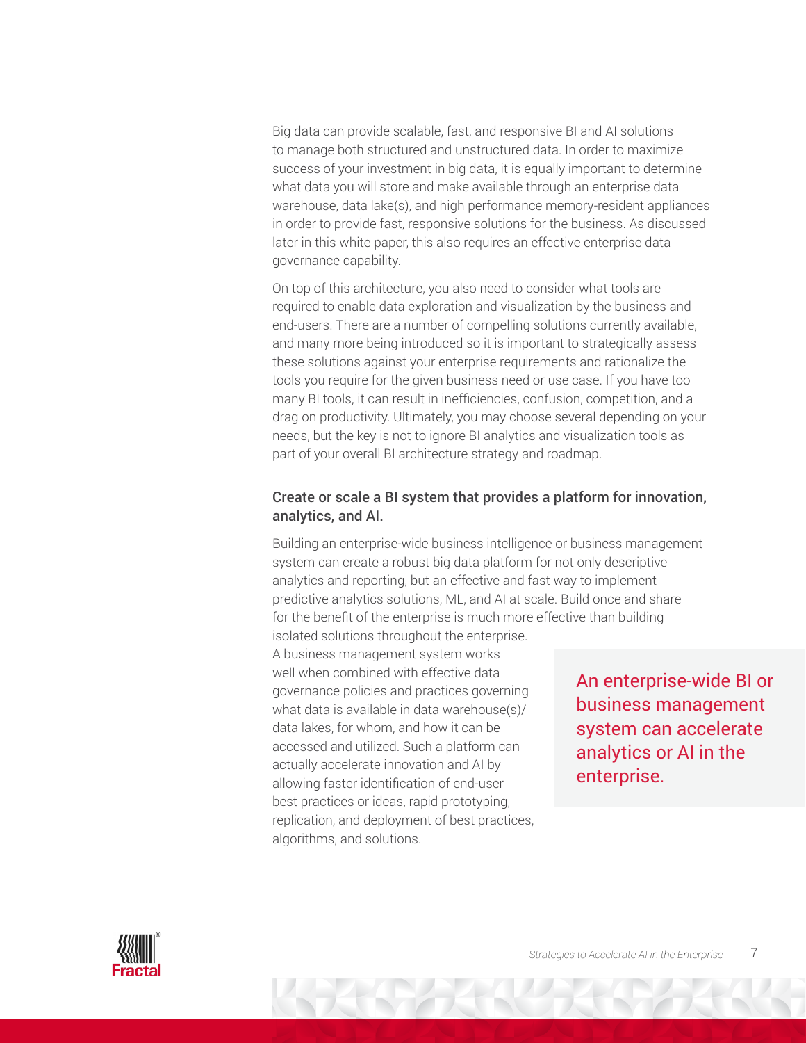Big data can provide scalable, fast, and responsive BI and AI solutions to manage both structured and unstructured data. In order to maximize success of your investment in big data, it is equally important to determine what data you will store and make available through an enterprise data warehouse, data lake(s), and high performance memory-resident appliances in order to provide fast, responsive solutions for the business. As discussed later in this white paper, this also requires an effective enterprise data governance capability.

On top of this architecture, you also need to consider what tools are required to enable data exploration and visualization by the business and end-users. There are a number of compelling solutions currently available, and many more being introduced so it is important to strategically assess these solutions against your enterprise requirements and rationalize the tools you require for the given business need or use case. If you have too many BI tools, it can result in inefficiencies, confusion, competition, and a drag on productivity. Ultimately, you may choose several depending on your needs, but the key is not to ignore BI analytics and visualization tools as part of your overall BI architecture strategy and roadmap.

### Create or scale a BI system that provides a platform for innovation, analytics, and AI.

Building an enterprise-wide business intelligence or business management system can create a robust big data platform for not only descriptive analytics and reporting, but an effective and fast way to implement predictive analytics solutions, ML, and AI at scale. Build once and share for the benefit of the enterprise is much more effective than building isolated solutions throughout the enterprise. A business management system works well when combined with effective data governance policies and practices governing what data is available in data warehouse(s)/ data lakes, for whom, and how it can be accessed and utilized. Such a platform can actually accelerate innovation and AI by allowing faster identification of end-user best practices or ideas, rapid prototyping, replication, and deployment of best practices, algorithms, and solutions.

> An enterprise-wide BI or business management system can accelerate analytics or AI in the enterprise.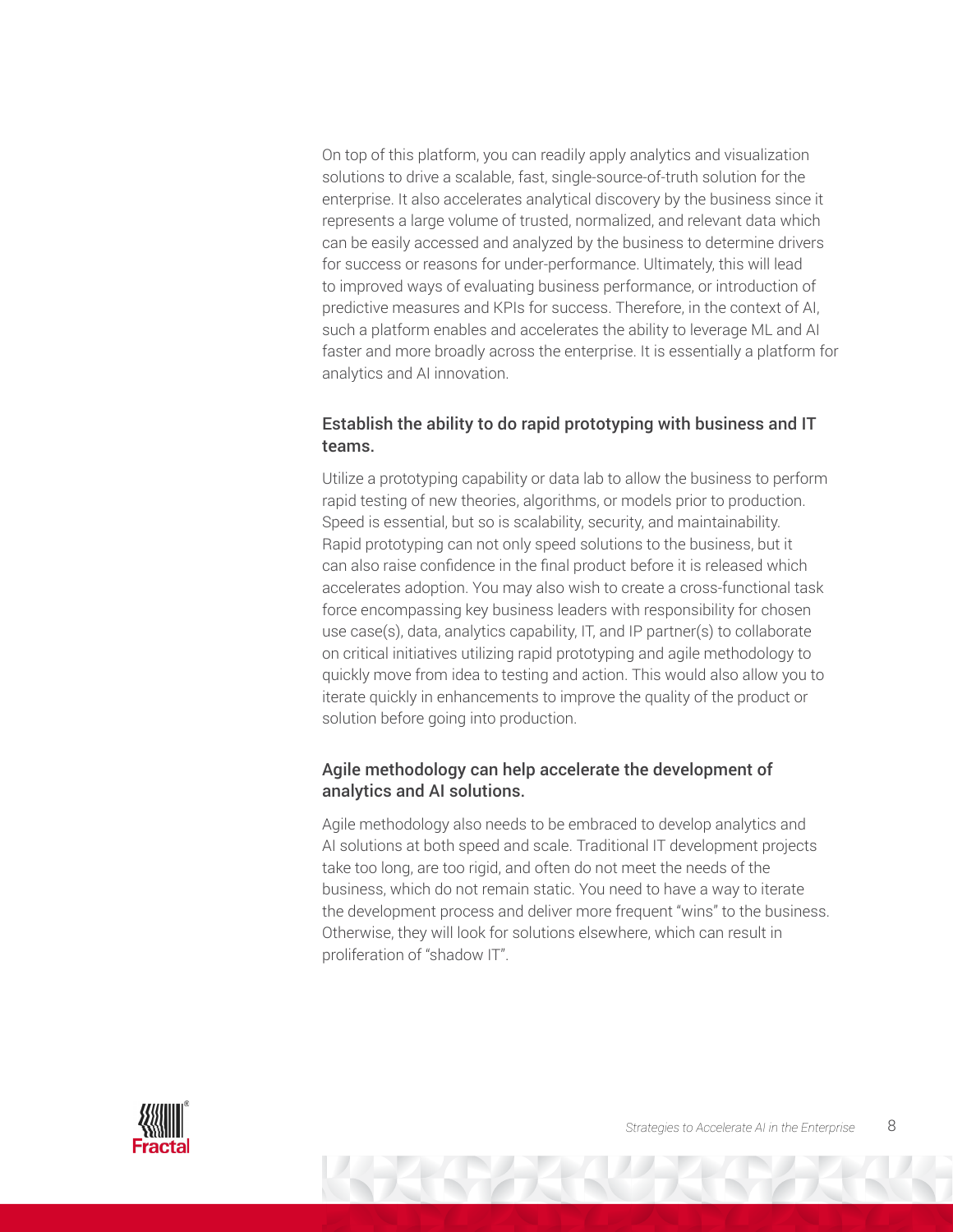On top of this platform, you can readily apply analytics and visualization solutions to drive a scalable, fast, single-source-of-truth solution for the enterprise. It also accelerates analytical discovery by the business since it represents a large volume of trusted, normalized, and relevant data which can be easily accessed and analyzed by the business to determine drivers for success or reasons for under-performance. Ultimately, this will lead to improved ways of evaluating business performance, or introduction of predictive measures and KPIs for success. Therefore, in the context of AI, such a platform enables and accelerates the ability to leverage ML and AI faster and more broadly across the enterprise. It is essentially a platform for analytics and AI innovation.

### Establish the ability to do rapid prototyping with business and IT teams.

Utilize a prototyping capability or data lab to allow the business to perform rapid testing of new theories, algorithms, or models prior to production. Speed is essential, but so is scalability, security, and maintainability. Rapid prototyping can not only speed solutions to the business, but it can also raise confidence in the final product before it is released which accelerates adoption. You may also wish to create a cross-functional task force encompassing key business leaders with responsibility for chosen use case(s), data, analytics capability, IT, and IP partner(s) to collaborate on critical initiatives utilizing rapid prototyping and agile methodology to quickly move from idea to testing and action. This would also allow you to iterate quickly in enhancements to improve the quality of the product or solution before going into production.

### Agile methodology can help accelerate the development of analytics and AI solutions.

Agile methodology also needs to be embraced to develop analytics and AI solutions at both speed and scale. Traditional IT development projects take too long, are too rigid, and often do not meet the needs of the business, which do not remain static. You need to have a way to iterate the development process and deliver more frequent "wins" to the business. Otherwise, they will look for solutions elsewhere, which can result in proliferation of "shadow IT".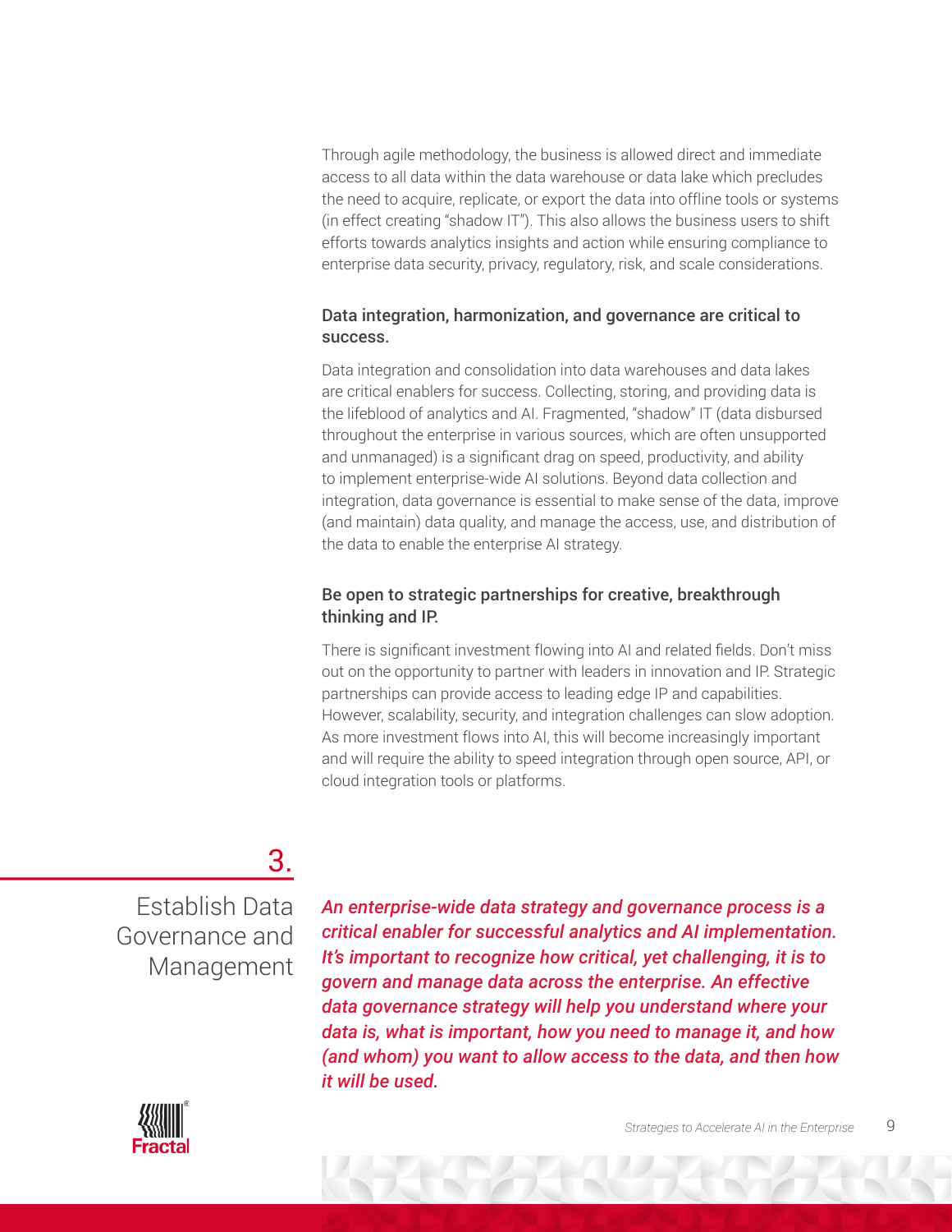Through agile methodology, the business is allowed direct and immediate access to all data within the data warehouse or data lake which precludes the need to acquire, replicate, or export the data into offline tools or systems (in effect creating "shadow IT"). This also allows the business users to shift efforts towards analytics insights and action while ensuring compliance to enterprise data security, privacy, regulatory, risk, and scale considerations.

### Data integration, harmonization, and governance are critical to success.

Data integration and consolidation into data warehouses and data lakes are critical enablers for success. Collecting, storing, and providing data is the lifeblood of analytics and AI. Fragmented, "shadow" IT (data disbursed throughout the enterprise in various sources, which are often unsupported and unmanaged) is a significant drag on speed, productivity, and ability to implement enterprise-wide AI solutions. Beyond data collection and integration, data governance is essential to make sense of the data, improve (and maintain) data quality, and manage the access, use, and distribution of the data to enable the enterprise AI strategy.

### Be open to strategic partnerships for creative, breakthrough thinking and IP.

There is significant investment flowing into AI and related fields. Don't miss out on the opportunity to partner with leaders in innovation and IP. Strategic partnerships can provide access to leading edge IP and capabilities. However, scalability, security, and integration challenges can slow adoption. As more investment flows into AI, this will become increasingly important and will require the ability to speed integration through open source, API, or cloud integration tools or platforms.

## 3. Establish Data Governance and Management

***An enterprise-wide data strategy and governance process is a critical enabler for successful analytics and AI implementation. It's important to recognize how critical, yet challenging, it is to govern and manage data across the enterprise. An effective data governance strategy will help you understand where your data is, what is important, how you need to manage it, and how (and whom) you want to allow access to the data, and then how it will be used.***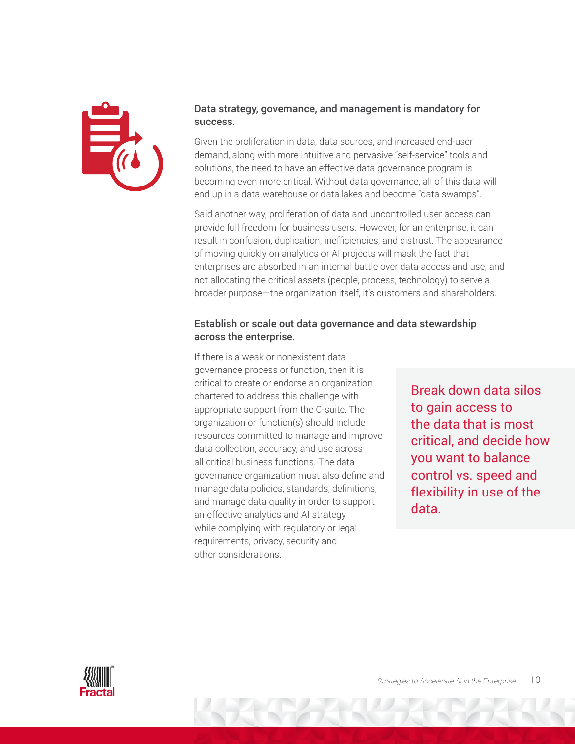### Data strategy, governance, and management is mandatory for success.

Given the proliferation in data, data sources, and increased end-user demand, along with more intuitive and pervasive "self-service" tools and solutions, the need to have an effective data governance program is becoming even more critical. Without data governance, all of this data will end up in a data warehouse or data lakes and become "data swamps".

Said another way, proliferation of data and uncontrolled user access can provide full freedom for business users. However, for an enterprise, it can result in confusion, duplication, inefficiencies, and distrust. The appearance of moving quickly on analytics or AI projects will mask the fact that enterprises are absorbed in an internal battle over data access and use, and not allocating the critical assets (people, process, technology) to serve a broader purpose—the organization itself, it's customers and shareholders.

### Establish or scale out data governance and data stewardship across the enterprise.

If there is a weak or nonexistent data governance process or function, then it is critical to create or endorse an organization chartered to address this challenge with appropriate support from the C-suite. The organization or function(s) should include resources committed to manage and improve data collection, accuracy, and use across all critical business functions. The data governance organization must also define and manage data policies, standards, definitions, and manage data quality in order to support an effective analytics and AI strategy while complying with regulatory or legal requirements, privacy, security and other considerations.

> Break down data silos to gain access to the data that is most critical, and decide how you want to balance control vs. speed and flexibility in use of the data.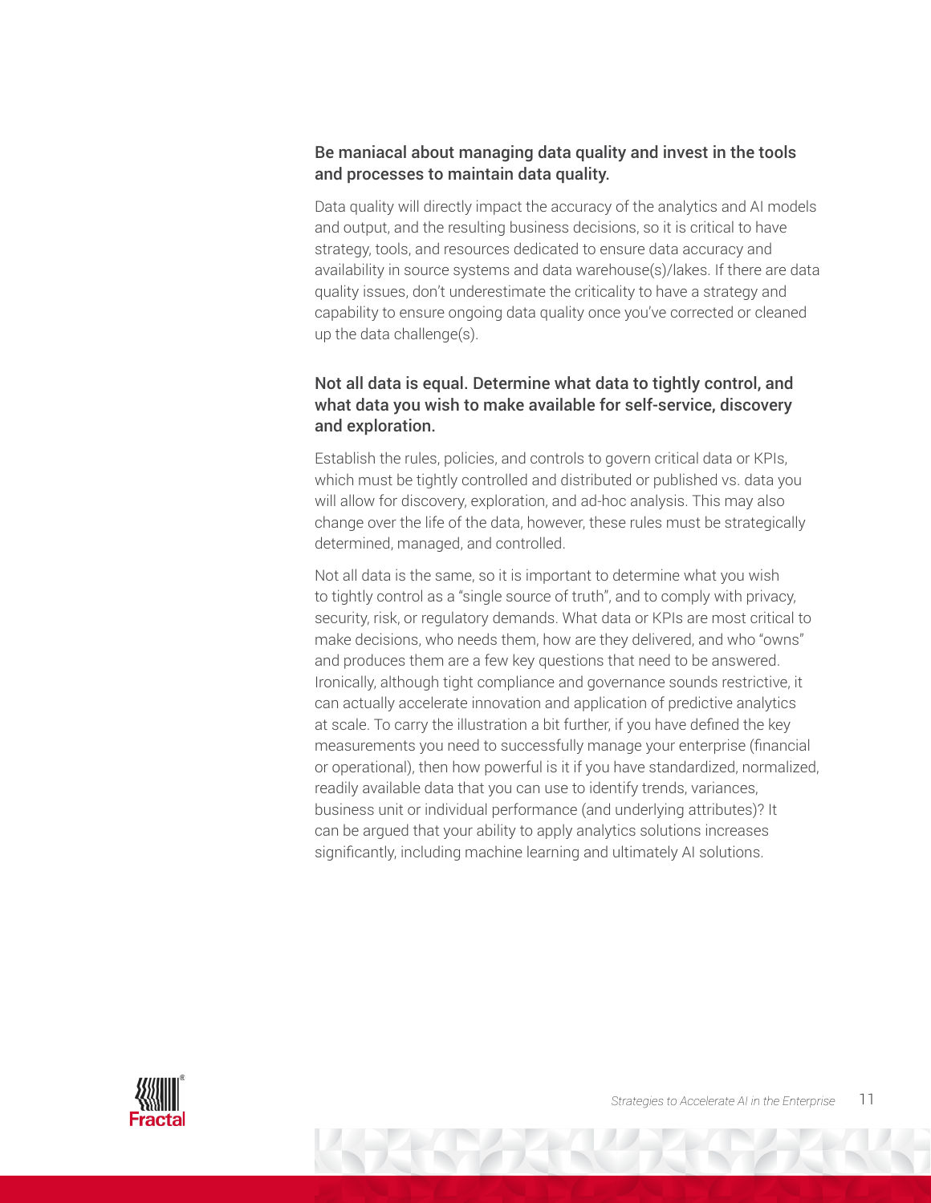### Be maniacal about managing data quality and invest in the tools and processes to maintain data quality.

Data quality will directly impact the accuracy of the analytics and AI models and output, and the resulting business decisions, so it is critical to have strategy, tools, and resources dedicated to ensure data accuracy and availability in source systems and data warehouse(s)/lakes. If there are data quality issues, don't underestimate the criticality to have a strategy and capability to ensure ongoing data quality once you've corrected or cleaned up the data challenge(s).

### Not all data is equal. Determine what data to tightly control, and what data you wish to make available for self-service, discovery and exploration.

Establish the rules, policies, and controls to govern critical data or KPIs, which must be tightly controlled and distributed or published vs. data you will allow for discovery, exploration, and ad-hoc analysis. This may also change over the life of the data, however, these rules must be strategically determined, managed, and controlled.

Not all data is the same, so it is important to determine what you wish to tightly control as a "single source of truth", and to comply with privacy, security, risk, or regulatory demands. What data or KPIs are most critical to make decisions, who needs them, how are they delivered, and who "owns" and produces them are a few key questions that need to be answered. Ironically, although tight compliance and governance sounds restrictive, it can actually accelerate innovation and application of predictive analytics at scale. To carry the illustration a bit further, if you have defined the key measurements you need to successfully manage your enterprise (financial or operational), then how powerful is it if you have standardized, normalized, readily available data that you can use to identify trends, variances, business unit or individual performance (and underlying attributes)? It can be argued that your ability to apply analytics solutions increases significantly, including machine learning and ultimately AI solutions.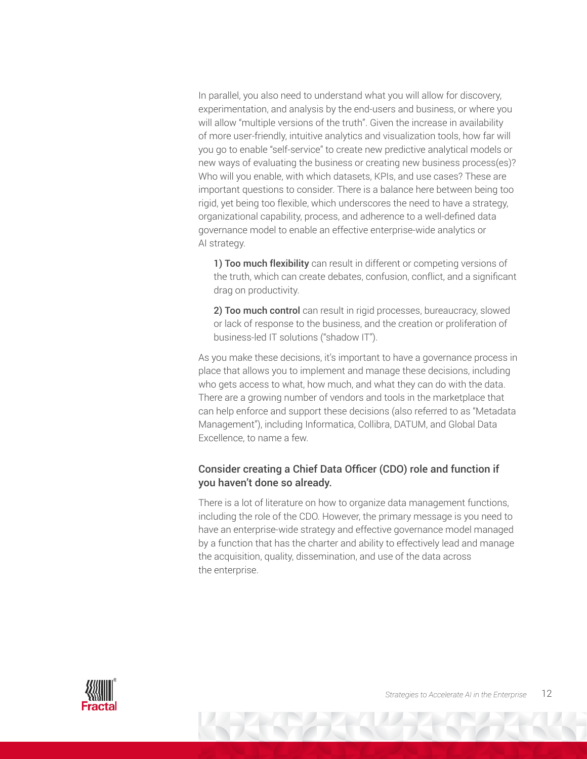In parallel, you also need to understand what you will allow for discovery, experimentation, and analysis by the end-users and business, or where you will allow "multiple versions of the truth". Given the increase in availability of more user-friendly, intuitive analytics and visualization tools, how far will you go to enable "self-service" to create new predictive analytical models or new ways of evaluating the business or creating new business process(es)? Who will you enable, with which datasets, KPIs, and use cases? These are important questions to consider. There is a balance here between being too rigid, yet being too flexible, which underscores the need to have a strategy, organizational capability, process, and adherence to a well-defined data governance model to enable an effective enterprise-wide analytics or AI strategy.

1) **Too much flexibility** can result in different or competing versions of the truth, which can create debates, confusion, conflict, and a significant drag on productivity.

2) **Too much control** can result in rigid processes, bureaucracy, slowed or lack of response to the business, and the creation or proliferation of business-led IT solutions ("shadow IT").

As you make these decisions, it's important to have a governance process in place that allows you to implement and manage these decisions, including who gets access to what, how much, and what they can do with the data. There are a growing number of vendors and tools in the marketplace that can help enforce and support these decisions (also referred to as "Metadata Management"), including Informatica, Collibra, DATUM, and Global Data Excellence, to name a few.

### Consider creating a Chief Data Officer (CDO) role and function if you haven't done so already.

There is a lot of literature on how to organize data management functions, including the role of the CDO. However, the primary message is you need to have an enterprise-wide strategy and effective governance model managed by a function that has the charter and ability to effectively lead and manage the acquisition, quality, dissemination, and use of the data across the enterprise.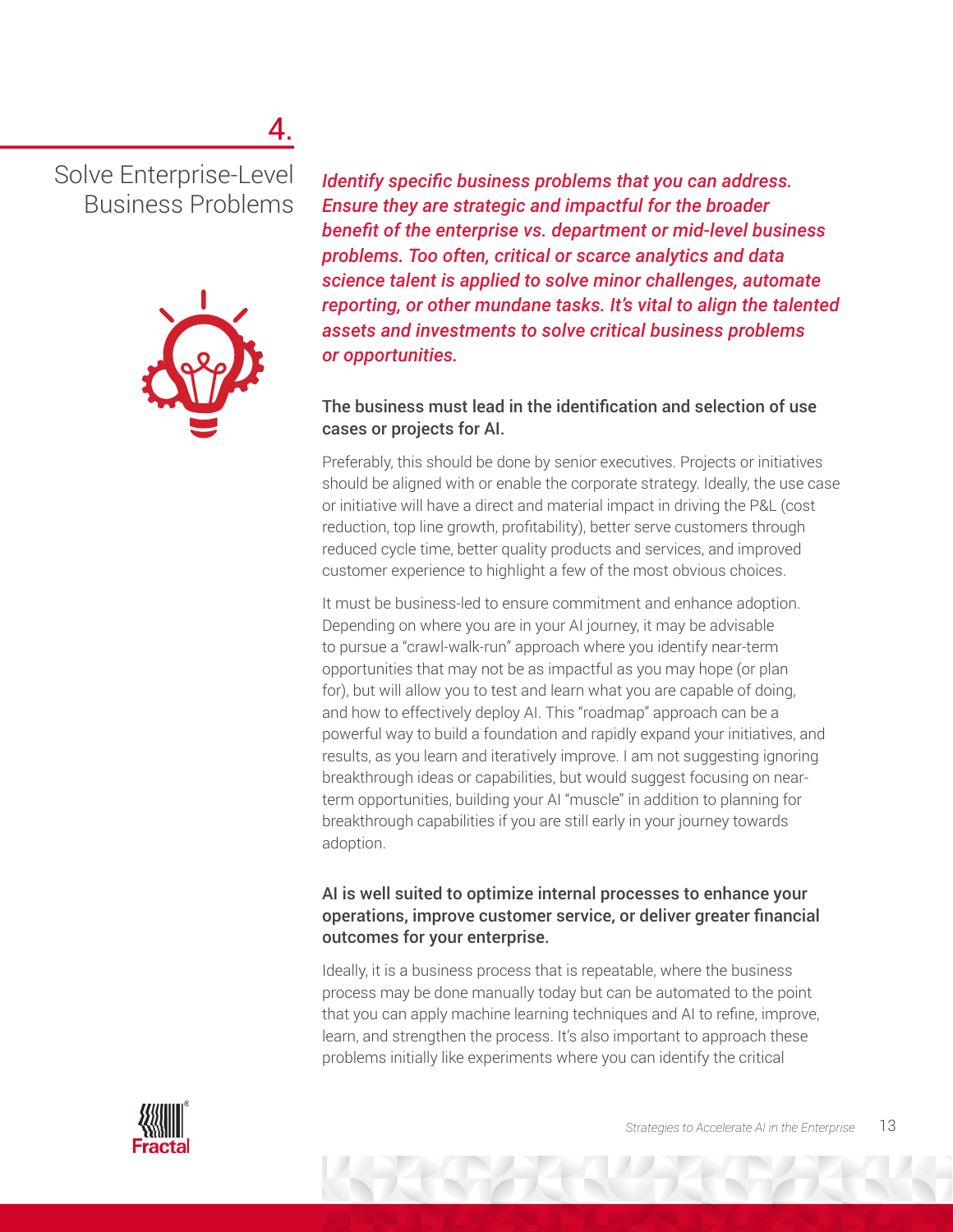## 4. Solve Enterprise-Level Business Problems

***Identify specific business problems that you can address. Ensure they are strategic and impactful for the broader benefit of the enterprise vs. department or mid-level business problems. Too often, critical or scarce analytics and data science talent is applied to solve minor challenges, automate reporting, or other mundane tasks. It's vital to align the talented assets and investments to solve critical business problems or opportunities.***

### The business must lead in the identification and selection of use cases or projects for AI.

Preferably, this should be done by senior executives. Projects or initiatives should be aligned with or enable the corporate strategy. Ideally, the use case or initiative will have a direct and material impact in driving the P&L (cost reduction, top line growth, profitability), better serve customers through reduced cycle time, better quality products and services, and improved customer experience to highlight a few of the most obvious choices.

It must be business-led to ensure commitment and enhance adoption. Depending on where you are in your AI journey, it may be advisable to pursue a "crawl-walk-run" approach where you identify near-term opportunities that may not be as impactful as you may hope (or plan for), but will allow you to test and learn what you are capable of doing, and how to effectively deploy AI. This "roadmap" approach can be a powerful way to build a foundation and rapidly expand your initiatives, and results, as you learn and iteratively improve. I am not suggesting ignoring breakthrough ideas or capabilities, but would suggest focusing on near-term opportunities, building your AI "muscle" in addition to planning for breakthrough capabilities if you are still early in your journey towards adoption.

### AI is well suited to optimize internal processes to enhance your operations, improve customer service, or deliver greater financial outcomes for your enterprise.

Ideally, it is a business process that is repeatable, where the business process may be done manually today but can be automated to the point that you can apply machine learning techniques and AI to refine, improve, learn, and strengthen the process. It's also important to approach these problems initially like experiments where you can identify the critical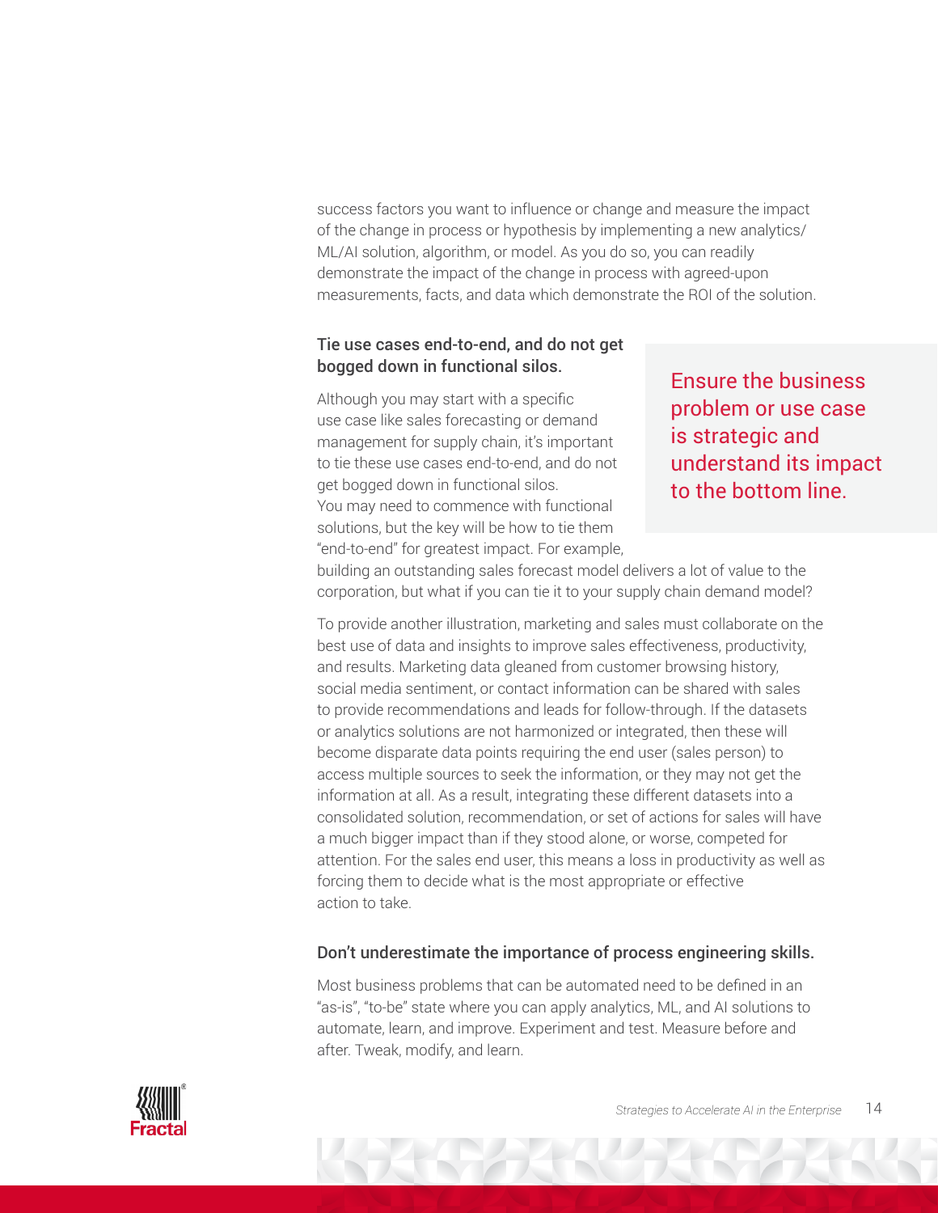success factors you want to influence or change and measure the impact of the change in process or hypothesis by implementing a new analytics/ML/AI solution, algorithm, or model. As you do so, you can readily demonstrate the impact of the change in process with agreed-upon measurements, facts, and data which demonstrate the ROI of the solution.

### Tie use cases end-to-end, and do not get bogged down in functional silos.

> Ensure the business problem or use case is strategic and understand its impact to the bottom line.

Although you may start with a specific use case like sales forecasting or demand management for supply chain, it's important to tie these use cases end-to-end, and do not get bogged down in functional silos. You may need to commence with functional solutions, but the key will be how to tie them "end-to-end" for greatest impact. For example, building an outstanding sales forecast model delivers a lot of value to the corporation, but what if you can tie it to your supply chain demand model?

To provide another illustration, marketing and sales must collaborate on the best use of data and insights to improve sales effectiveness, productivity, and results. Marketing data gleaned from customer browsing history, social media sentiment, or contact information can be shared with sales to provide recommendations and leads for follow-through. If the datasets or analytics solutions are not harmonized or integrated, then these will become disparate data points requiring the end user (sales person) to access multiple sources to seek the information, or they may not get the information at all. As a result, integrating these different datasets into a consolidated solution, recommendation, or set of actions for sales will have a much bigger impact than if they stood alone, or worse, competed for attention. For the sales end user, this means a loss in productivity as well as forcing them to decide what is the most appropriate or effective action to take.

### Don't underestimate the importance of process engineering skills.

Most business problems that can be automated need to be defined in an "as-is", "to-be" state where you can apply analytics, ML, and AI solutions to automate, learn, and improve. Experiment and test. Measure before and after. Tweak, modify, and learn.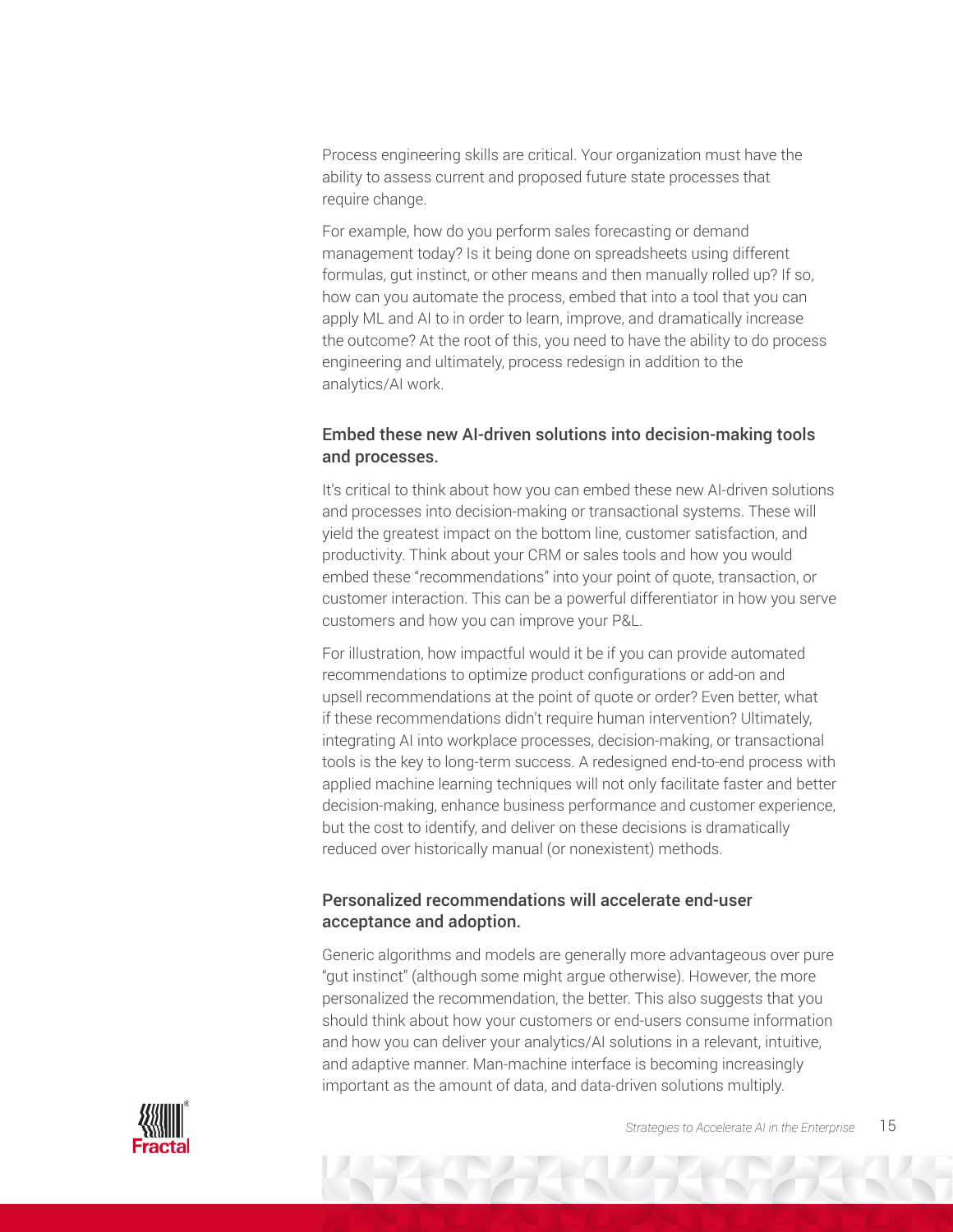Process engineering skills are critical. Your organization must have the ability to assess current and proposed future state processes that require change.

For example, how do you perform sales forecasting or demand management today? Is it being done on spreadsheets using different formulas, gut instinct, or other means and then manually rolled up? If so, how can you automate the process, embed that into a tool that you can apply ML and AI to in order to learn, improve, and dramatically increase the outcome? At the root of this, you need to have the ability to do process engineering and ultimately, process redesign in addition to the analytics/AI work.

### Embed these new AI-driven solutions into decision-making tools and processes.

It's critical to think about how you can embed these new AI-driven solutions and processes into decision-making or transactional systems. These will yield the greatest impact on the bottom line, customer satisfaction, and productivity. Think about your CRM or sales tools and how you would embed these "recommendations" into your point of quote, transaction, or customer interaction. This can be a powerful differentiator in how you serve customers and how you can improve your P&L.

For illustration, how impactful would it be if you can provide automated recommendations to optimize product configurations or add-on and upsell recommendations at the point of quote or order? Even better, what if these recommendations didn't require human intervention? Ultimately, integrating AI into workplace processes, decision-making, or transactional tools is the key to long-term success. A redesigned end-to-end process with applied machine learning techniques will not only facilitate faster and better decision-making, enhance business performance and customer experience, but the cost to identify, and deliver on these decisions is dramatically reduced over historically manual (or nonexistent) methods.

### Personalized recommendations will accelerate end-user acceptance and adoption.

Generic algorithms and models are generally more advantageous over pure "gut instinct" (although some might argue otherwise). However, the more personalized the recommendation, the better. This also suggests that you should think about how your customers or end-users consume information and how you can deliver your analytics/AI solutions in a relevant, intuitive, and adaptive manner. Man-machine interface is becoming increasingly important as the amount of data, and data-driven solutions multiply.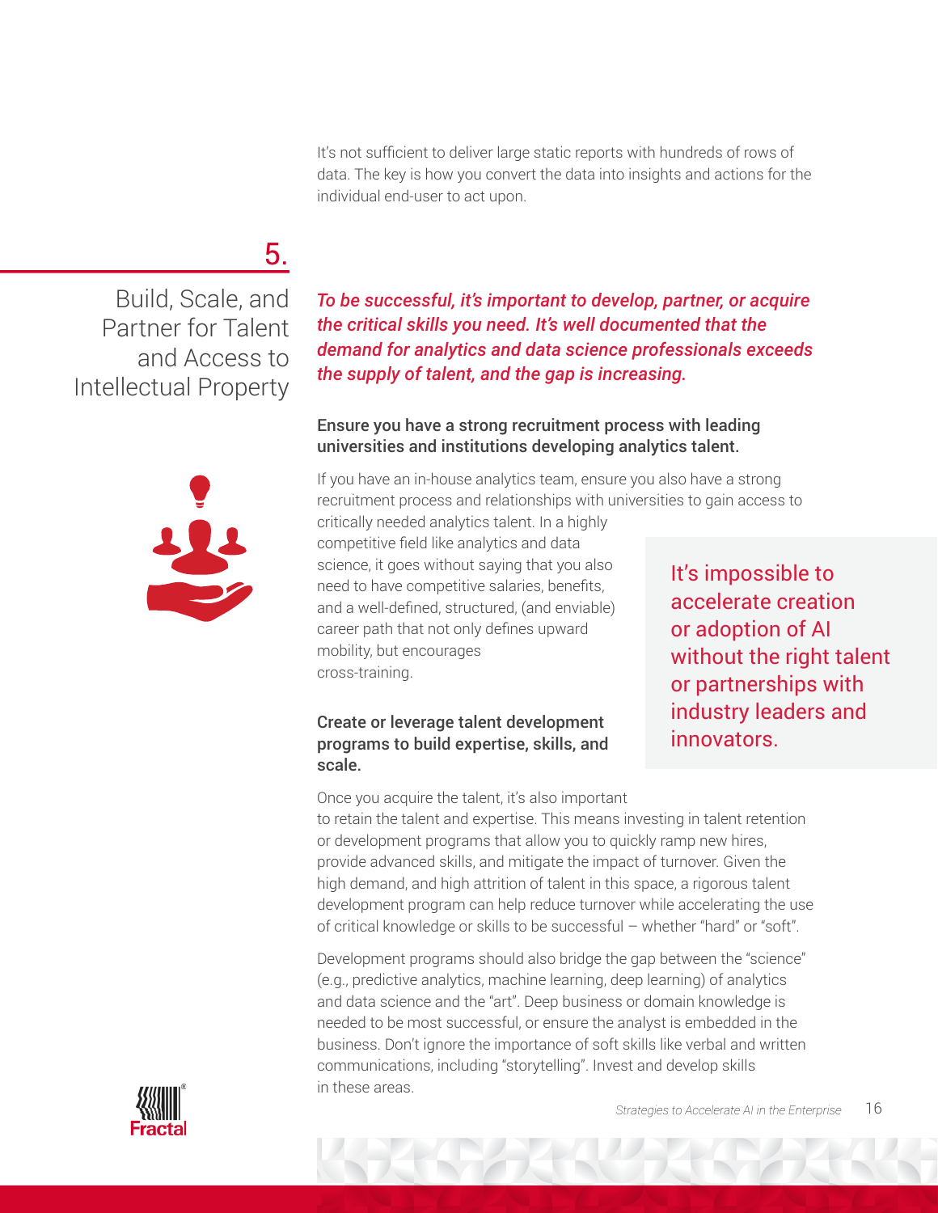It's not sufficient to deliver large static reports with hundreds of rows of data. The key is how you convert the data into insights and actions for the individual end-user to act upon.

## 5. Build, Scale, and Partner for Talent and Access to Intellectual Property

***To be successful, it's important to develop, partner, or acquire the critical skills you need. It's well documented that the demand for analytics and data science professionals exceeds the supply of talent, and the gap is increasing.***

### Ensure you have a strong recruitment process with leading universities and institutions developing analytics talent.

If you have an in-house analytics team, ensure you also have a strong recruitment process and relationships with universities to gain access to critically needed analytics talent. In a highly competitive field like analytics and data science, it goes without saying that you also need to have competitive salaries, benefits, and a well-defined, structured, (and enviable) career path that not only defines upward mobility, but encourages cross-training.

> It's impossible to accelerate creation or adoption of AI without the right talent or partnerships with industry leaders and innovators.

### Create or leverage talent development programs to build expertise, skills, and scale.

Once you acquire the talent, it's also important to retain the talent and expertise. This means investing in talent retention or development programs that allow you to quickly ramp new hires, provide advanced skills, and mitigate the impact of turnover. Given the high demand, and high attrition of talent in this space, a rigorous talent development program can help reduce turnover while accelerating the use of critical knowledge or skills to be successful – whether "hard" or "soft".

Development programs should also bridge the gap between the "science" (e.g., predictive analytics, machine learning, deep learning) of analytics and data science and the "art". Deep business or domain knowledge is needed to be most successful, or ensure the analyst is embedded in the business. Don't ignore the importance of soft skills like verbal and written communications, including "storytelling". Invest and develop skills in these areas.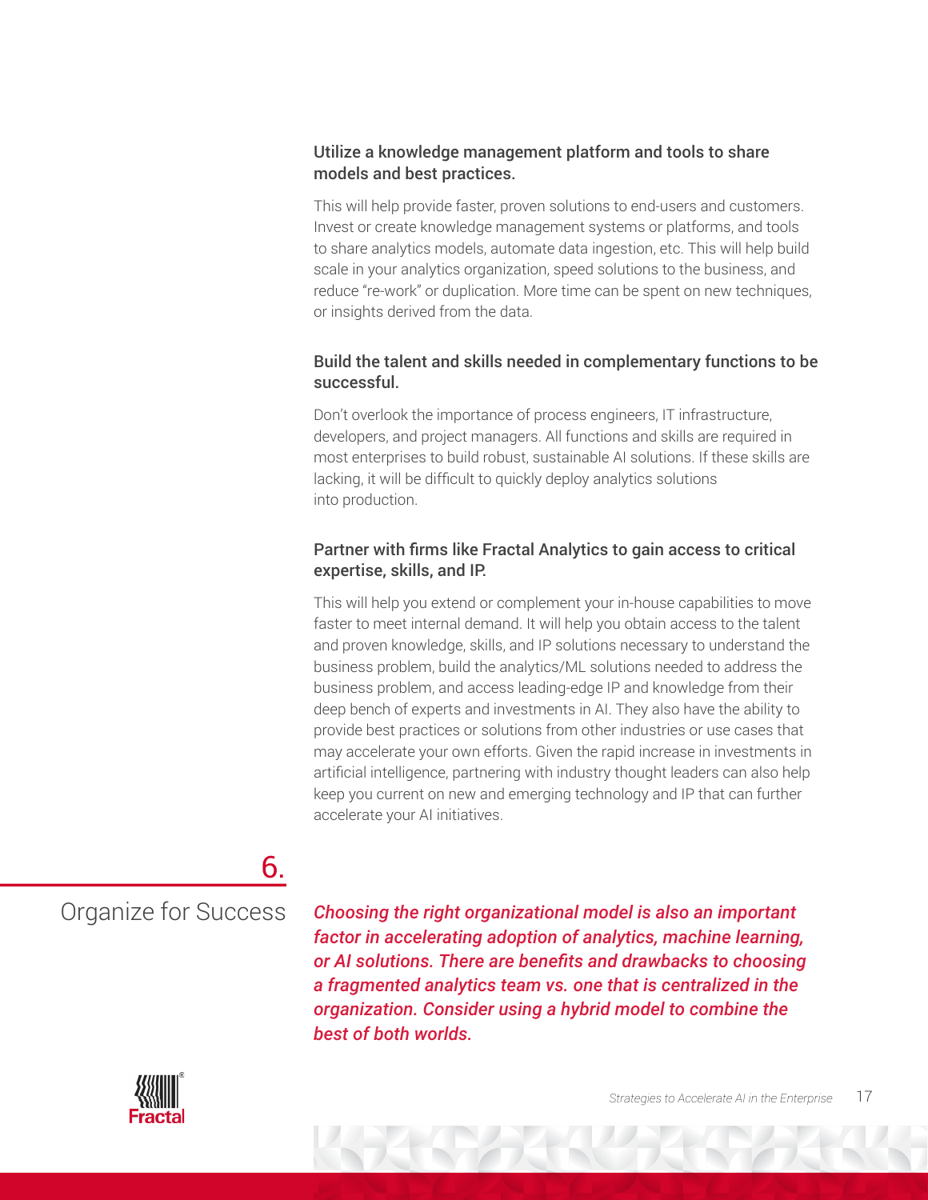**Utilize a knowledge management platform and tools to share models and best practices.**

This will help provide faster, proven solutions to end-users and customers. Invest or create knowledge management systems or platforms, and tools to share analytics models, automate data ingestion, etc. This will help build scale in your analytics organization, speed solutions to the business, and reduce "re-work" or duplication. More time can be spent on new techniques, or insights derived from the data.

**Build the talent and skills needed in complementary functions to be successful.**

Don't overlook the importance of process engineers, IT infrastructure, developers, and project managers. All functions and skills are required in most enterprises to build robust, sustainable AI solutions. If these skills are lacking, it will be difficult to quickly deploy analytics solutions into production.

**Partner with firms like Fractal Analytics to gain access to critical expertise, skills, and IP.**

This will help you extend or complement your in-house capabilities to move faster to meet internal demand. It will help you obtain access to the talent and proven knowledge, skills, and IP solutions necessary to understand the business problem, build the analytics/ML solutions needed to address the business problem, and access leading-edge IP and knowledge from their deep bench of experts and investments in AI. They also have the ability to provide best practices or solutions from other industries or use cases that may accelerate your own efforts. Given the rapid increase in investments in artificial intelligence, partnering with industry thought leaders can also help keep you current on new and emerging technology and IP that can further accelerate your AI initiatives.

## 6. Organize for Success

***Choosing the right organizational model is also an important factor in accelerating adoption of analytics, machine learning, or AI solutions. There are benefits and drawbacks to choosing a fragmented analytics team vs. one that is centralized in the organization. Consider using a hybrid model to combine the best of both worlds.***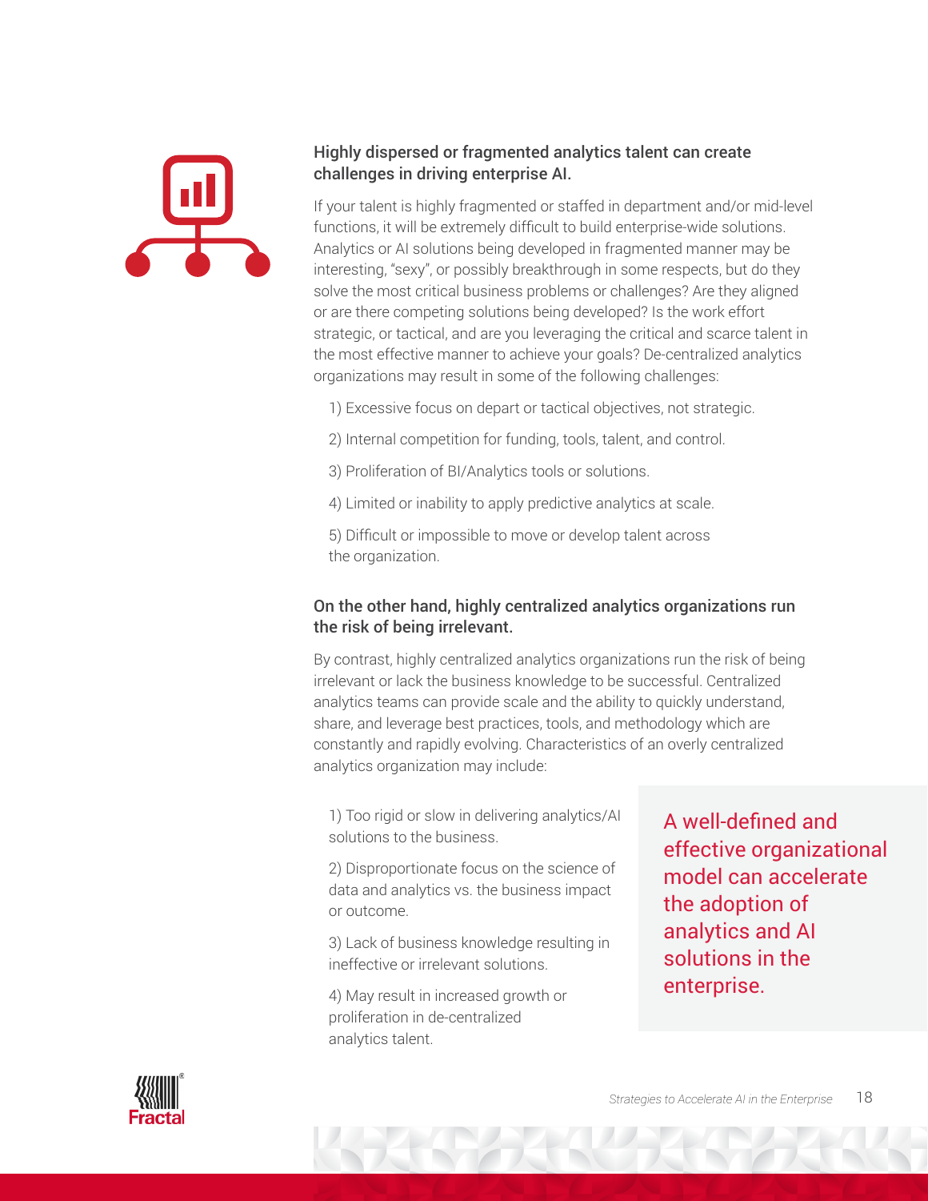### Highly dispersed or fragmented analytics talent can create challenges in driving enterprise AI.

If your talent is highly fragmented or staffed in department and/or mid-level functions, it will be extremely difficult to build enterprise-wide solutions. Analytics or AI solutions being developed in fragmented manner may be interesting, "sexy", or possibly breakthrough in some respects, but do they solve the most critical business problems or challenges? Are they aligned or are there competing solutions being developed? Is the work effort strategic, or tactical, and are you leveraging the critical and scarce talent in the most effective manner to achieve your goals? De-centralized analytics organizations may result in some of the following challenges:

1) Excessive focus on depart or tactical objectives, not strategic.

2) Internal competition for funding, tools, talent, and control.

3) Proliferation of BI/Analytics tools or solutions.

4) Limited or inability to apply predictive analytics at scale.

5) Difficult or impossible to move or develop talent across the organization.

### On the other hand, highly centralized analytics organizations run the risk of being irrelevant.

By contrast, highly centralized analytics organizations run the risk of being irrelevant or lack the business knowledge to be successful. Centralized analytics teams can provide scale and the ability to quickly understand, share, and leverage best practices, tools, and methodology which are constantly and rapidly evolving. Characteristics of an overly centralized analytics organization may include:

1) Too rigid or slow in delivering analytics/AI solutions to the business.

2) Disproportionate focus on the science of data and analytics vs. the business impact or outcome.

3) Lack of business knowledge resulting in ineffective or irrelevant solutions.

4) May result in increased growth or proliferation in de-centralized analytics talent.

> A well-defined and effective organizational model can accelerate the adoption of analytics and AI solutions in the enterprise.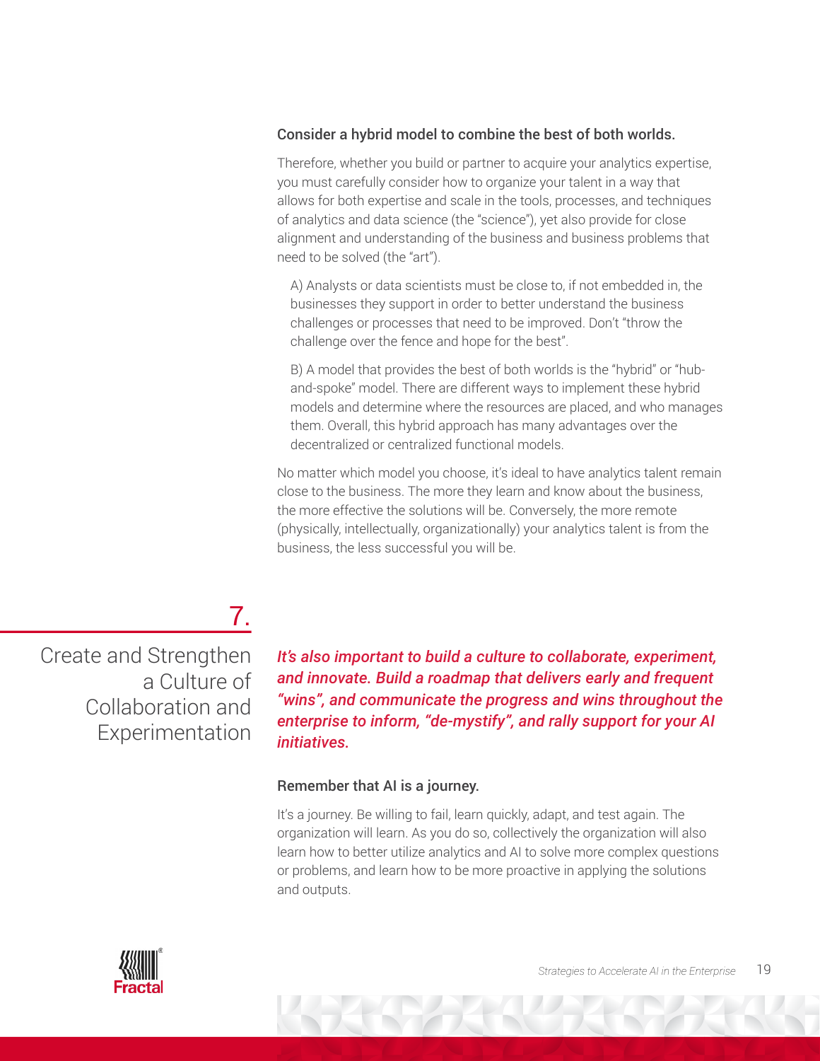### Consider a hybrid model to combine the best of both worlds.

Therefore, whether you build or partner to acquire your analytics expertise, you must carefully consider how to organize your talent in a way that allows for both expertise and scale in the tools, processes, and techniques of analytics and data science (the "science"), yet also provide for close alignment and understanding of the business and business problems that need to be solved (the "art").

A) Analysts or data scientists must be close to, if not embedded in, the businesses they support in order to better understand the business challenges or processes that need to be improved. Don't "throw the challenge over the fence and hope for the best".

B) A model that provides the best of both worlds is the "hybrid" or "hub-and-spoke" model. There are different ways to implement these hybrid models and determine where the resources are placed, and who manages them. Overall, this hybrid approach has many advantages over the decentralized or centralized functional models.

No matter which model you choose, it's ideal to have analytics talent remain close to the business. The more they learn and know about the business, the more effective the solutions will be. Conversely, the more remote (physically, intellectually, organizationally) your analytics talent is from the business, the less successful you will be.

## 7. Create and Strengthen a Culture of Collaboration and Experimentation

***It's also important to build a culture to collaborate, experiment, and innovate. Build a roadmap that delivers early and frequent "wins", and communicate the progress and wins throughout the enterprise to inform, "de-mystify", and rally support for your AI initiatives.***

### Remember that AI is a journey.

It's a journey. Be willing to fail, learn quickly, adapt, and test again. The organization will learn. As you do so, collectively the organization will also learn how to better utilize analytics and AI to solve more complex questions or problems, and learn how to be more proactive in applying the solutions and outputs.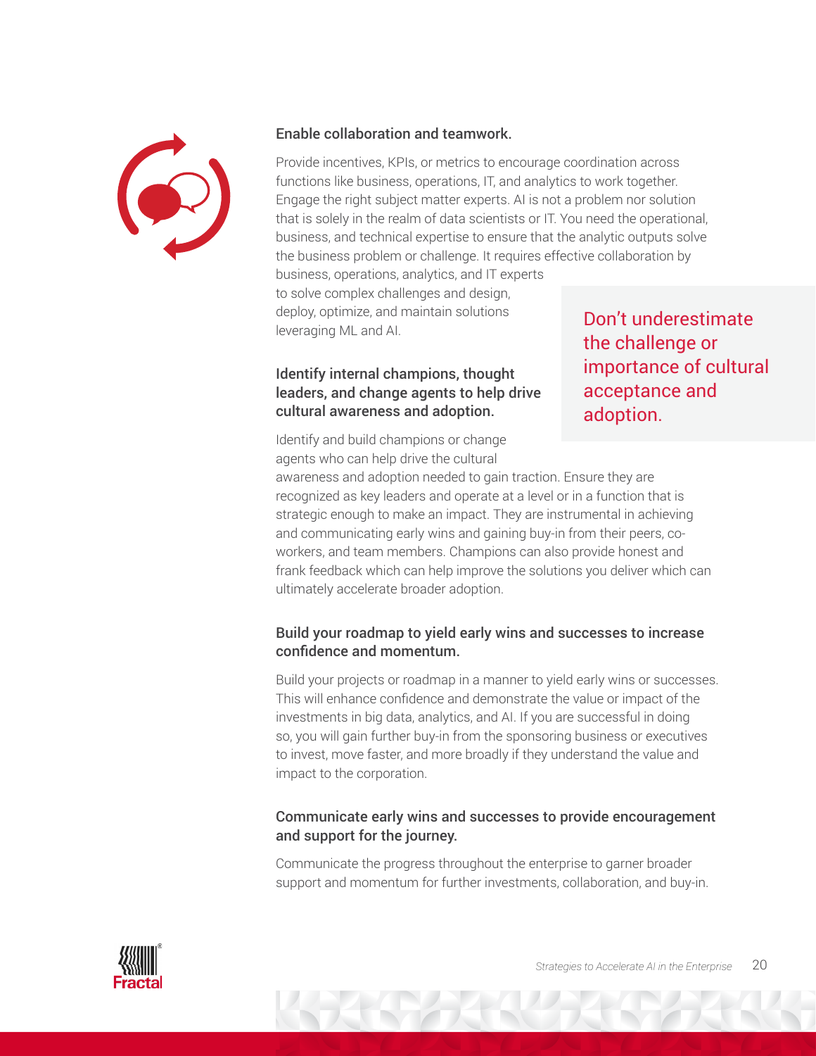### Enable collaboration and teamwork.

Provide incentives, KPIs, or metrics to encourage coordination across functions like business, operations, IT, and analytics to work together. Engage the right subject matter experts. AI is not a problem nor solution that is solely in the realm of data scientists or IT. You need the operational, business, and technical expertise to ensure that the analytic outputs solve the business problem or challenge. It requires effective collaboration by business, operations, analytics, and IT experts to solve complex challenges and design, deploy, optimize, and maintain solutions leveraging ML and AI.

> Don't underestimate the challenge or importance of cultural acceptance and adoption.

### Identify internal champions, thought leaders, and change agents to help drive cultural awareness and adoption.

Identify and build champions or change agents who can help drive the cultural awareness and adoption needed to gain traction. Ensure they are recognized as key leaders and operate at a level or in a function that is strategic enough to make an impact. They are instrumental in achieving and communicating early wins and gaining buy-in from their peers, co-workers, and team members. Champions can also provide honest and frank feedback which can help improve the solutions you deliver which can ultimately accelerate broader adoption.

### Build your roadmap to yield early wins and successes to increase confidence and momentum.

Build your projects or roadmap in a manner to yield early wins or successes. This will enhance confidence and demonstrate the value or impact of the investments in big data, analytics, and AI. If you are successful in doing so, you will gain further buy-in from the sponsoring business or executives to invest, move faster, and more broadly if they understand the value and impact to the corporation.

### Communicate early wins and successes to provide encouragement and support for the journey.

Communicate the progress throughout the enterprise to garner broader support and momentum for further investments, collaboration, and buy-in.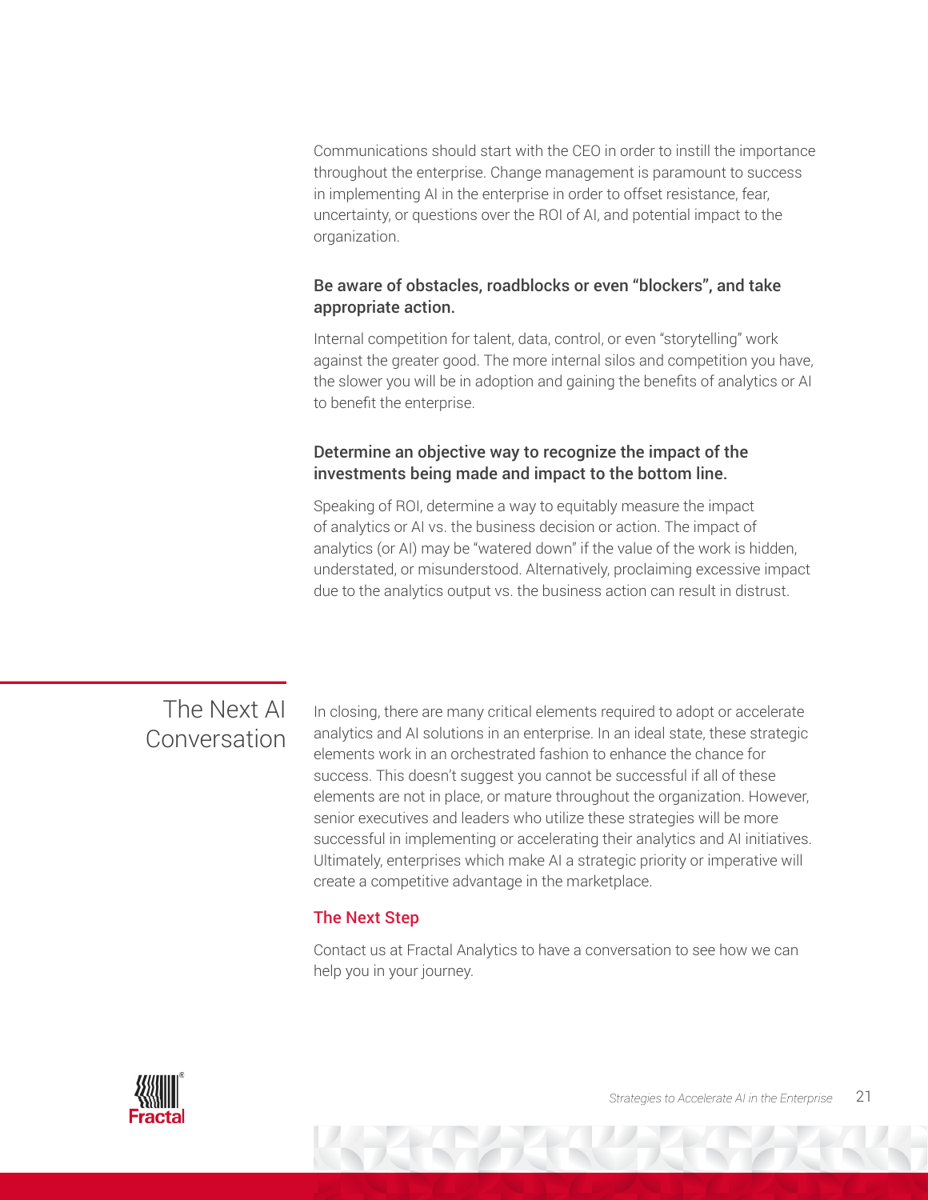Communications should start with the CEO in order to instill the importance throughout the enterprise. Change management is paramount to success in implementing AI in the enterprise in order to offset resistance, fear, uncertainty, or questions over the ROI of AI, and potential impact to the organization.

### Be aware of obstacles, roadblocks or even "blockers", and take appropriate action.

Internal competition for talent, data, control, or even "storytelling" work against the greater good. The more internal silos and competition you have, the slower you will be in adoption and gaining the benefits of analytics or AI to benefit the enterprise.

### Determine an objective way to recognize the impact of the investments being made and impact to the bottom line.

Speaking of ROI, determine a way to equitably measure the impact of analytics or AI vs. the business decision or action. The impact of analytics (or AI) may be "watered down" if the value of the work is hidden, understated, or misunderstood. Alternatively, proclaiming excessive impact due to the analytics output vs. the business action can result in distrust.

## The Next AI Conversation

In closing, there are many critical elements required to adopt or accelerate analytics and AI solutions in an enterprise. In an ideal state, these strategic elements work in an orchestrated fashion to enhance the chance for success. This doesn't suggest you cannot be successful if all of these elements are not in place, or mature throughout the organization. However, senior executives and leaders who utilize these strategies will be more successful in implementing or accelerating their analytics and AI initiatives. Ultimately, enterprises which make AI a strategic priority or imperative will create a competitive advantage in the marketplace.

### The Next Step

Contact us at Fractal Analytics to have a conversation to see how we can help you in your journey.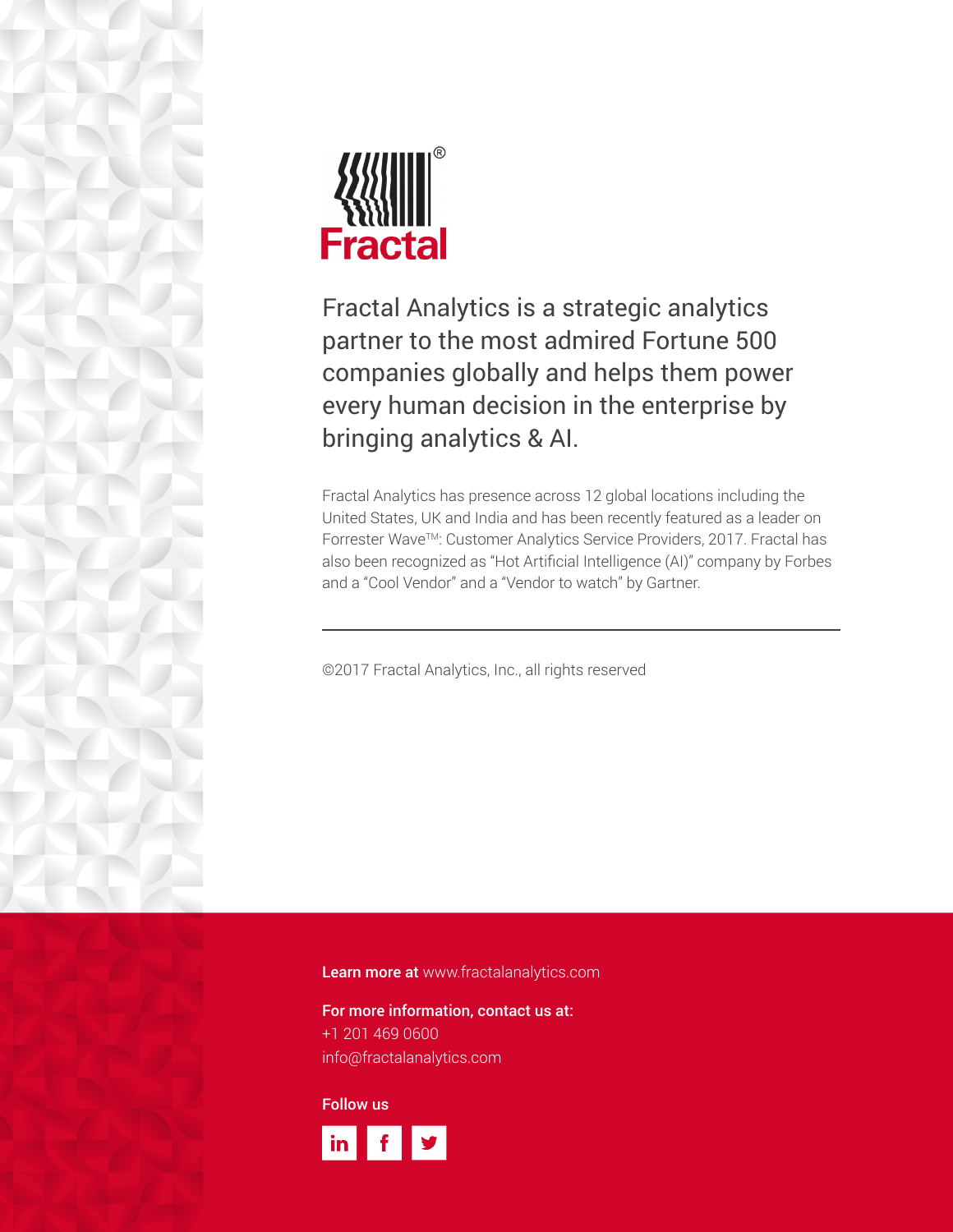Fractal®

Fractal Analytics is a strategic analytics partner to the most admired Fortune 500 companies globally and helps them power every human decision in the enterprise by bringing analytics & AI.

Fractal Analytics has presence across 12 global locations including the United States, UK and India and has been recently featured as a leader on Forrester Wave™: Customer Analytics Service Providers, 2017. Fractal has also been recognized as "Hot Artificial Intelligence (AI)" company by Forbes and a "Cool Vendor" and a "Vendor to watch" by Gartner.

---

©2017 Fractal Analytics, Inc., all rights reserved

**Learn more at** www.fractalanalytics.com

**For more information, contact us at:**
+1 201 469 0600
info@fractalanalytics.com

**Follow us**